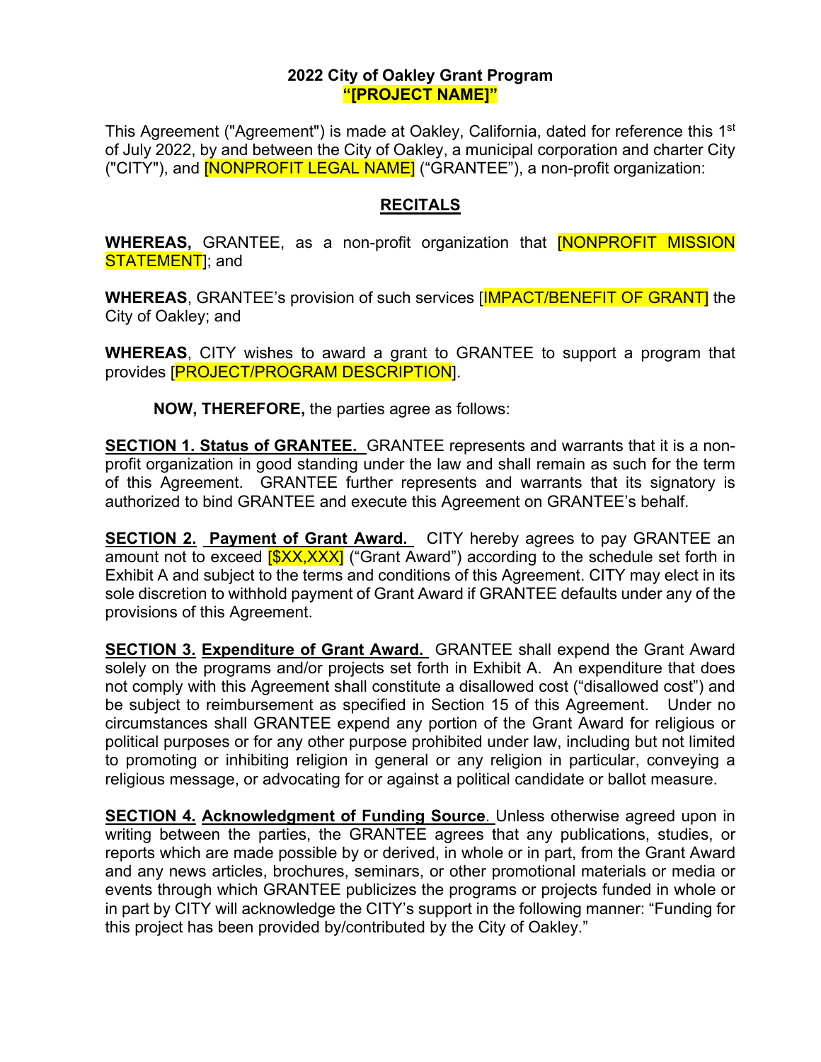**2022 City of Oakley Grant Program**
**"[PROJECT NAME]"**

This Agreement ("Agreement") is made at Oakley, California, dated for reference this 1st of July 2022, by and between the City of Oakley, a municipal corporation and charter City ("CITY"), and [NONPROFIT LEGAL NAME] ("GRANTEE"), a non-profit organization:

## RECITALS

**WHEREAS,** GRANTEE, as a non-profit organization that [NONPROFIT MISSION STATEMENT]; and

**WHEREAS**, GRANTEE's provision of such services [IMPACT/BENEFIT OF GRANT] the City of Oakley; and

**WHEREAS**, CITY wishes to award a grant to GRANTEE to support a program that provides [PROJECT/PROGRAM DESCRIPTION].

**NOW, THEREFORE,** the parties agree as follows:

**SECTION 1. Status of GRANTEE.** GRANTEE represents and warrants that it is a non-profit organization in good standing under the law and shall remain as such for the term of this Agreement. GRANTEE further represents and warrants that its signatory is authorized to bind GRANTEE and execute this Agreement on GRANTEE's behalf.

**SECTION 2. Payment of Grant Award.** CITY hereby agrees to pay GRANTEE an amount not to exceed [$XX,XXX] ("Grant Award") according to the schedule set forth in Exhibit A and subject to the terms and conditions of this Agreement. CITY may elect in its sole discretion to withhold payment of Grant Award if GRANTEE defaults under any of the provisions of this Agreement.

**SECTION 3. Expenditure of Grant Award.** GRANTEE shall expend the Grant Award solely on the programs and/or projects set forth in Exhibit A. An expenditure that does not comply with this Agreement shall constitute a disallowed cost ("disallowed cost") and be subject to reimbursement as specified in Section 15 of this Agreement. Under no circumstances shall GRANTEE expend any portion of the Grant Award for religious or political purposes or for any other purpose prohibited under law, including but not limited to promoting or inhibiting religion in general or any religion in particular, conveying a religious message, or advocating for or against a political candidate or ballot measure.

**SECTION 4. Acknowledgment of Funding Source.** Unless otherwise agreed upon in writing between the parties, the GRANTEE agrees that any publications, studies, or reports which are made possible by or derived, in whole or in part, from the Grant Award and any news articles, brochures, seminars, or other promotional materials or media or events through which GRANTEE publicizes the programs or projects funded in whole or in part by CITY will acknowledge the CITY's support in the following manner: "Funding for this project has been provided by/contributed by the City of Oakley."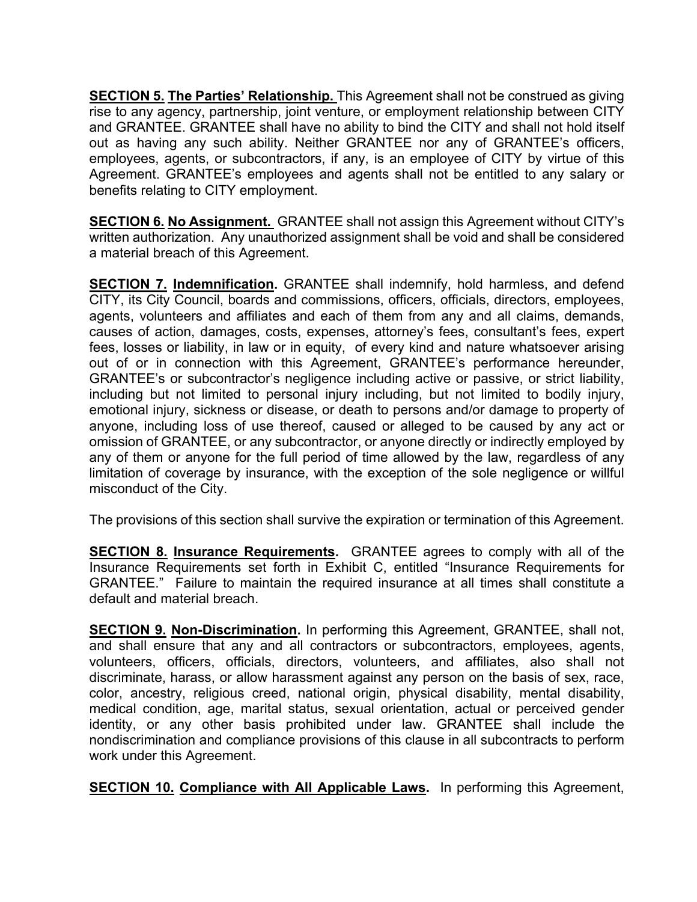**SECTION 5. The Parties' Relationship.** This Agreement shall not be construed as giving rise to any agency, partnership, joint venture, or employment relationship between CITY and GRANTEE. GRANTEE shall have no ability to bind the CITY and shall not hold itself out as having any such ability. Neither GRANTEE nor any of GRANTEE's officers, employees, agents, or subcontractors, if any, is an employee of CITY by virtue of this Agreement. GRANTEE's employees and agents shall not be entitled to any salary or benefits relating to CITY employment.

**SECTION 6. No Assignment.** GRANTEE shall not assign this Agreement without CITY's written authorization. Any unauthorized assignment shall be void and shall be considered a material breach of this Agreement.

**SECTION 7. Indemnification.** GRANTEE shall indemnify, hold harmless, and defend CITY, its City Council, boards and commissions, officers, officials, directors, employees, agents, volunteers and affiliates and each of them from any and all claims, demands, causes of action, damages, costs, expenses, attorney's fees, consultant's fees, expert fees, losses or liability, in law or in equity, of every kind and nature whatsoever arising out of or in connection with this Agreement, GRANTEE's performance hereunder, GRANTEE's or subcontractor's negligence including active or passive, or strict liability, including but not limited to personal injury including, but not limited to bodily injury, emotional injury, sickness or disease, or death to persons and/or damage to property of anyone, including loss of use thereof, caused or alleged to be caused by any act or omission of GRANTEE, or any subcontractor, or anyone directly or indirectly employed by any of them or anyone for the full period of time allowed by the law, regardless of any limitation of coverage by insurance, with the exception of the sole negligence or willful misconduct of the City.

The provisions of this section shall survive the expiration or termination of this Agreement.

**SECTION 8. Insurance Requirements.** GRANTEE agrees to comply with all of the Insurance Requirements set forth in Exhibit C, entitled "Insurance Requirements for GRANTEE." Failure to maintain the required insurance at all times shall constitute a default and material breach.

**SECTION 9. Non-Discrimination.** In performing this Agreement, GRANTEE, shall not, and shall ensure that any and all contractors or subcontractors, employees, agents, volunteers, officers, officials, directors, volunteers, and affiliates, also shall not discriminate, harass, or allow harassment against any person on the basis of sex, race, color, ancestry, religious creed, national origin, physical disability, mental disability, medical condition, age, marital status, sexual orientation, actual or perceived gender identity, or any other basis prohibited under law. GRANTEE shall include the nondiscrimination and compliance provisions of this clause in all subcontracts to perform work under this Agreement.

**SECTION 10. Compliance with All Applicable Laws.** In performing this Agreement,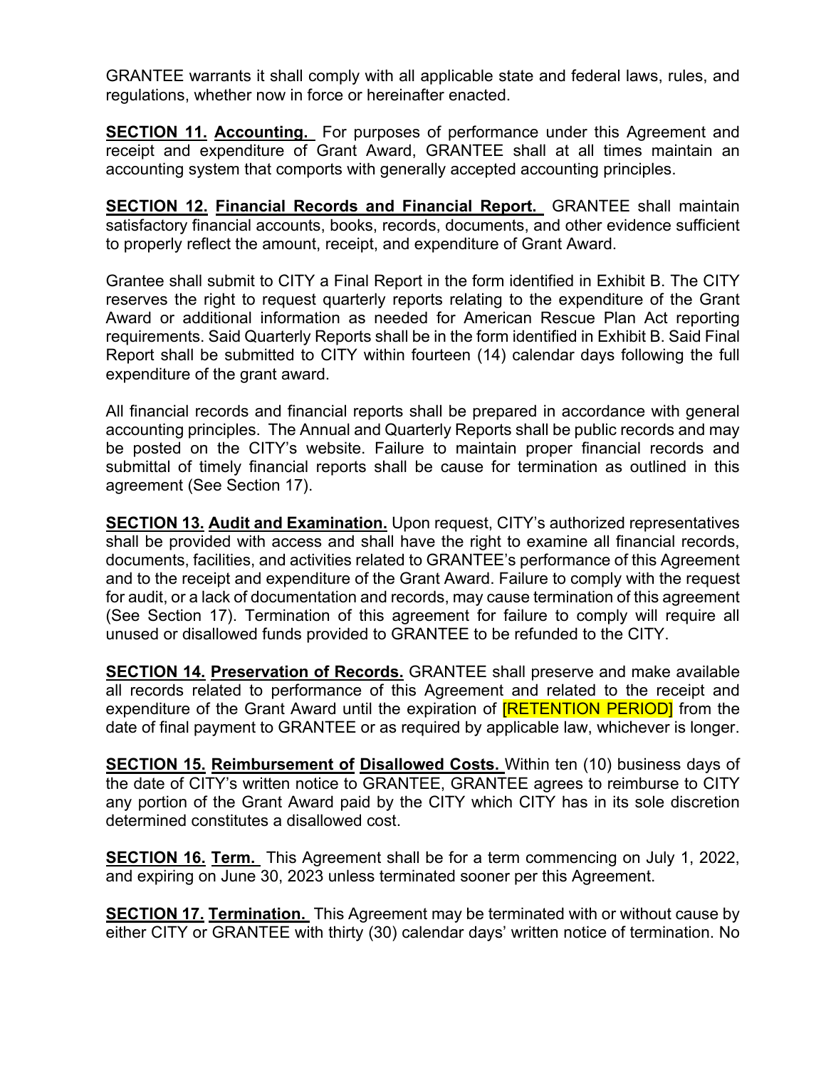GRANTEE warrants it shall comply with all applicable state and federal laws, rules, and regulations, whether now in force or hereinafter enacted.

**SECTION 11.** **Accounting.** For purposes of performance under this Agreement and receipt and expenditure of Grant Award, GRANTEE shall at all times maintain an accounting system that comports with generally accepted accounting principles.

**SECTION 12.** **Financial Records and Financial Report.** GRANTEE shall maintain satisfactory financial accounts, books, records, documents, and other evidence sufficient to properly reflect the amount, receipt, and expenditure of Grant Award.

Grantee shall submit to CITY a Final Report in the form identified in Exhibit B. The CITY reserves the right to request quarterly reports relating to the expenditure of the Grant Award or additional information as needed for American Rescue Plan Act reporting requirements. Said Quarterly Reports shall be in the form identified in Exhibit B. Said Final Report shall be submitted to CITY within fourteen (14) calendar days following the full expenditure of the grant award.

All financial records and financial reports shall be prepared in accordance with general accounting principles. The Annual and Quarterly Reports shall be public records and may be posted on the CITY's website. Failure to maintain proper financial records and submittal of timely financial reports shall be cause for termination as outlined in this agreement (See Section 17).

**SECTION 13.** **Audit and Examination.** Upon request, CITY's authorized representatives shall be provided with access and shall have the right to examine all financial records, documents, facilities, and activities related to GRANTEE's performance of this Agreement and to the receipt and expenditure of the Grant Award. Failure to comply with the request for audit, or a lack of documentation and records, may cause termination of this agreement (See Section 17). Termination of this agreement for failure to comply will require all unused or disallowed funds provided to GRANTEE to be refunded to the CITY.

**SECTION 14.** **Preservation of Records.** GRANTEE shall preserve and make available all records related to performance of this Agreement and related to the receipt and expenditure of the Grant Award until the expiration of [RETENTION PERIOD] from the date of final payment to GRANTEE or as required by applicable law, whichever is longer.

**SECTION 15.** **Reimbursement of Disallowed Costs.** Within ten (10) business days of the date of CITY's written notice to GRANTEE, GRANTEE agrees to reimburse to CITY any portion of the Grant Award paid by the CITY which CITY has in its sole discretion determined constitutes a disallowed cost.

**SECTION 16.** **Term.** This Agreement shall be for a term commencing on July 1, 2022, and expiring on June 30, 2023 unless terminated sooner per this Agreement.

**SECTION 17.** **Termination.** This Agreement may be terminated with or without cause by either CITY or GRANTEE with thirty (30) calendar days' written notice of termination. No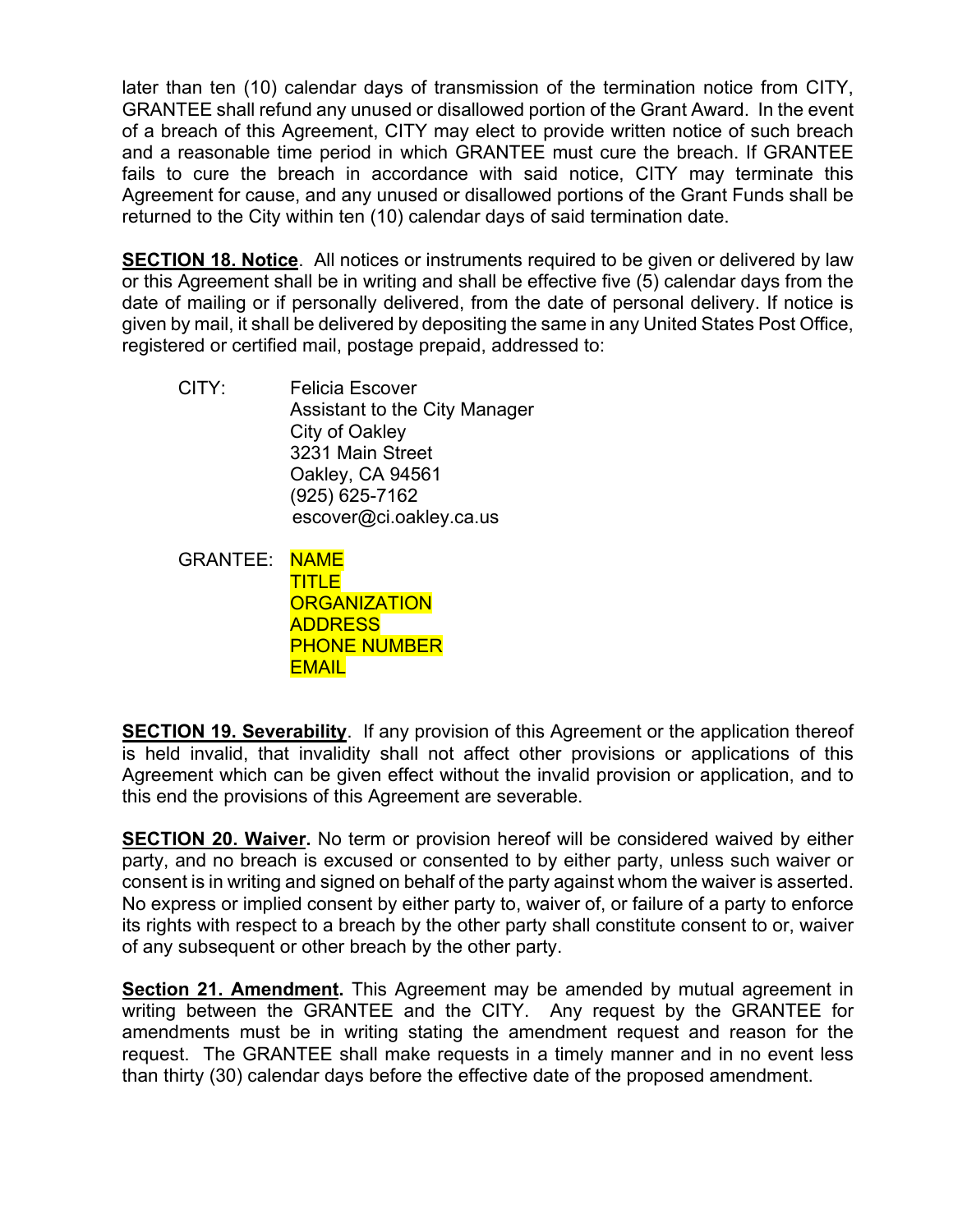later than ten (10) calendar days of transmission of the termination notice from CITY, GRANTEE shall refund any unused or disallowed portion of the Grant Award. In the event of a breach of this Agreement, CITY may elect to provide written notice of such breach and a reasonable time period in which GRANTEE must cure the breach. If GRANTEE fails to cure the breach in accordance with said notice, CITY may terminate this Agreement for cause, and any unused or disallowed portions of the Grant Funds shall be returned to the City within ten (10) calendar days of said termination date.

**SECTION 18. Notice**. All notices or instruments required to be given or delivered by law or this Agreement shall be in writing and shall be effective five (5) calendar days from the date of mailing or if personally delivered, from the date of personal delivery. If notice is given by mail, it shall be delivered by depositing the same in any United States Post Office, registered or certified mail, postage prepaid, addressed to:

CITY:
Felicia Escover
Assistant to the City Manager
City of Oakley
3231 Main Street
Oakley, CA 94561
(925) 625-7162
escover@ci.oakley.ca.us

GRANTEE:
NAME
TITLE
ORGANIZATION
ADDRESS
PHONE NUMBER
EMAIL

**SECTION 19. Severability**. If any provision of this Agreement or the application thereof is held invalid, that invalidity shall not affect other provisions or applications of this Agreement which can be given effect without the invalid provision or application, and to this end the provisions of this Agreement are severable.

**SECTION 20. Waiver.** No term or provision hereof will be considered waived by either party, and no breach is excused or consented to by either party, unless such waiver or consent is in writing and signed on behalf of the party against whom the waiver is asserted. No express or implied consent by either party to, waiver of, or failure of a party to enforce its rights with respect to a breach by the other party shall constitute consent to or, waiver of any subsequent or other breach by the other party.

**Section 21. Amendment.** This Agreement may be amended by mutual agreement in writing between the GRANTEE and the CITY. Any request by the GRANTEE for amendments must be in writing stating the amendment request and reason for the request. The GRANTEE shall make requests in a timely manner and in no event less than thirty (30) calendar days before the effective date of the proposed amendment.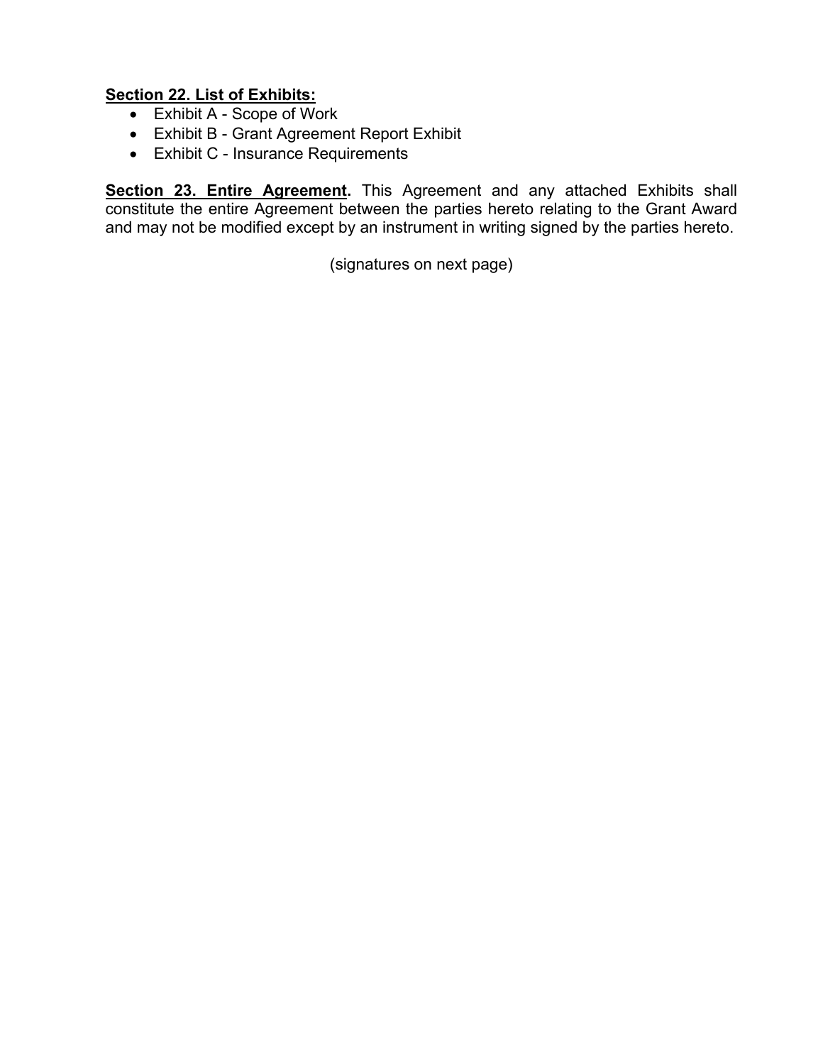**Section 22. List of Exhibits:**

- Exhibit A - Scope of Work
- Exhibit B - Grant Agreement Report Exhibit
- Exhibit C - Insurance Requirements

**Section 23. Entire Agreement.** This Agreement and any attached Exhibits shall constitute the entire Agreement between the parties hereto relating to the Grant Award and may not be modified except by an instrument in writing signed by the parties hereto.

(signatures on next page)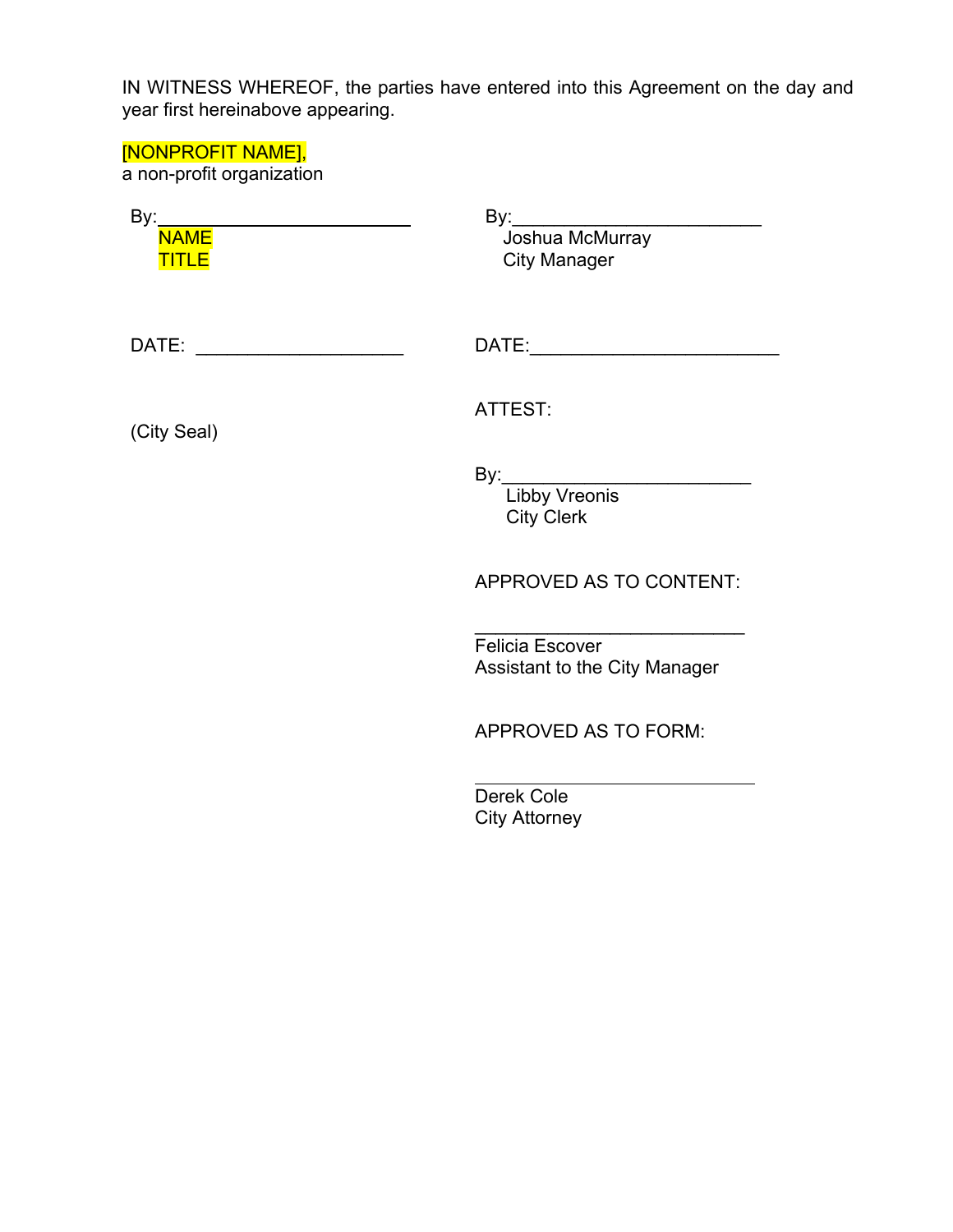IN WITNESS WHEREOF, the parties have entered into this Agreement on the day and year first hereinabove appearing.

[NONPROFIT NAME],
a non-profit organization

By:\_\_\_\_\_\_\_\_\_\_\_\_\_\_\_\_\_\_\_\_\_\_\_\_\_\_
NAME
TITLE

DATE: \_\_\_\_\_\_\_\_\_\_\_\_\_\_\_\_\_\_\_\_

(City Seal)

By:\_\_\_\_\_\_\_\_\_\_\_\_\_\_\_\_\_\_\_\_\_\_\_\_
Joshua McMurray
City Manager

DATE:\_\_\_\_\_\_\_\_\_\_\_\_\_\_\_\_\_\_\_\_\_\_\_\_

ATTEST:

By:\_\_\_\_\_\_\_\_\_\_\_\_\_\_\_\_\_\_\_\_\_\_\_\_
Libby Vreonis
City Clerk

APPROVED AS TO CONTENT:

\_\_\_\_\_\_\_\_\_\_\_\_\_\_\_\_\_\_\_\_\_\_\_\_\_\_
Felicia Escover
Assistant to the City Manager

APPROVED AS TO FORM:

\_\_\_\_\_\_\_\_\_\_\_\_\_\_\_\_\_\_\_\_\_\_\_\_\_\_\_
Derek Cole
City Attorney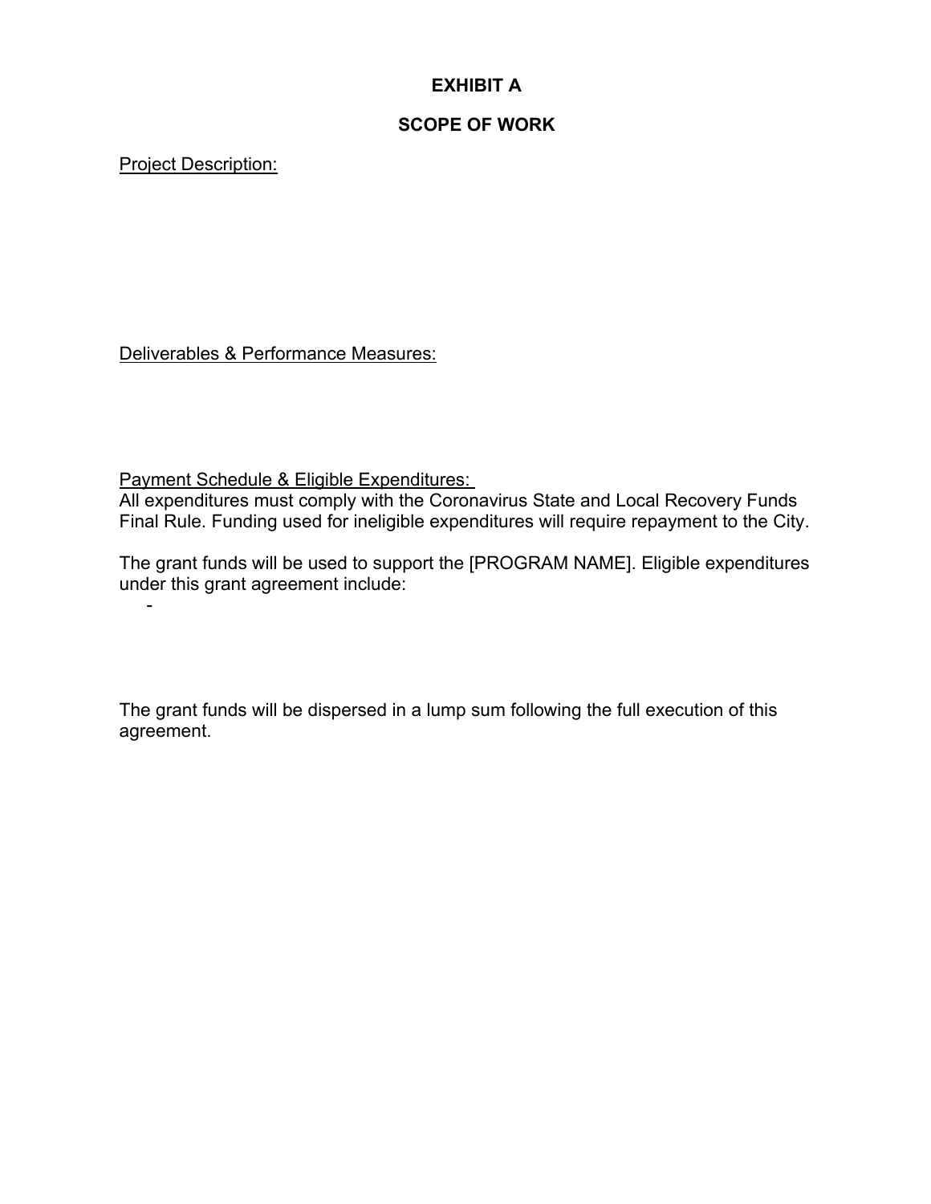**EXHIBIT A**

**SCOPE OF WORK**

Project Description:

Deliverables & Performance Measures:

Payment Schedule & Eligible Expenditures:
All expenditures must comply with the Coronavirus State and Local Recovery Funds Final Rule. Funding used for ineligible expenditures will require repayment to the City.

The grant funds will be used to support the [PROGRAM NAME]. Eligible expenditures under this grant agreement include:

-

The grant funds will be dispersed in a lump sum following the full execution of this agreement.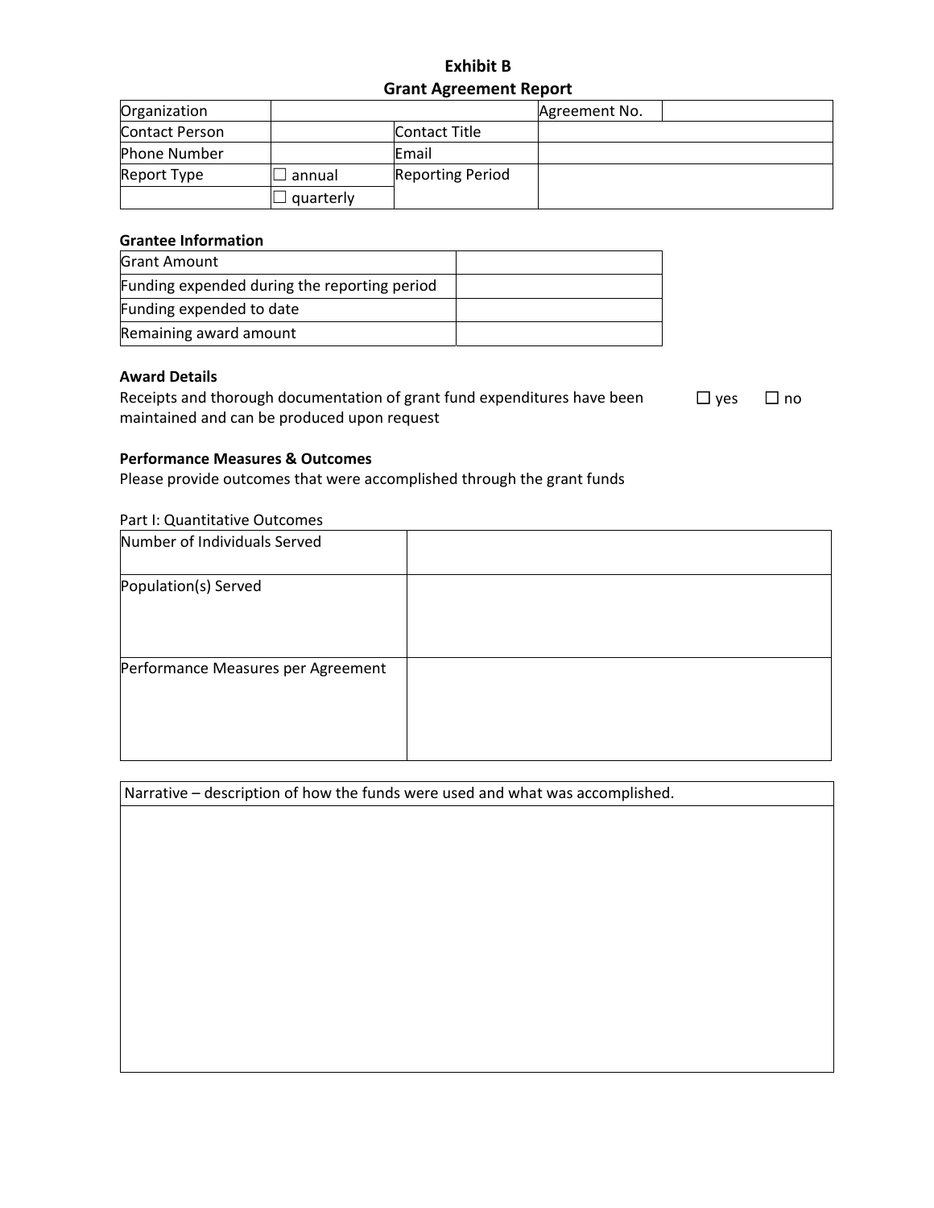# Exhibit B

## Grant Agreement Report

| Organization | | | Agreement No. | |
|---|---|---|---|---|
| Contact Person | | Contact Title | | |
| Phone Number | | Email | | |
| Report Type | ☐ annual | Reporting Period | | |
| | ☐ quarterly | | | |

**Grantee Information**

| Grant Amount | |
|---|---|
| Funding expended during the reporting period | |
| Funding expended to date | |
| Remaining award amount | |

**Award Details**

Receipts and thorough documentation of grant fund expenditures have been maintained and can be produced upon request ☐ yes ☐ no

**Performance Measures & Outcomes**

Please provide outcomes that were accomplished through the grant funds

Part I: Quantitative Outcomes

| Number of Individuals Served | |
|---|---|
| Population(s) Served | |
| Performance Measures per Agreement | |

| Narrative – description of how the funds were used and what was accomplished. |
|---|
| |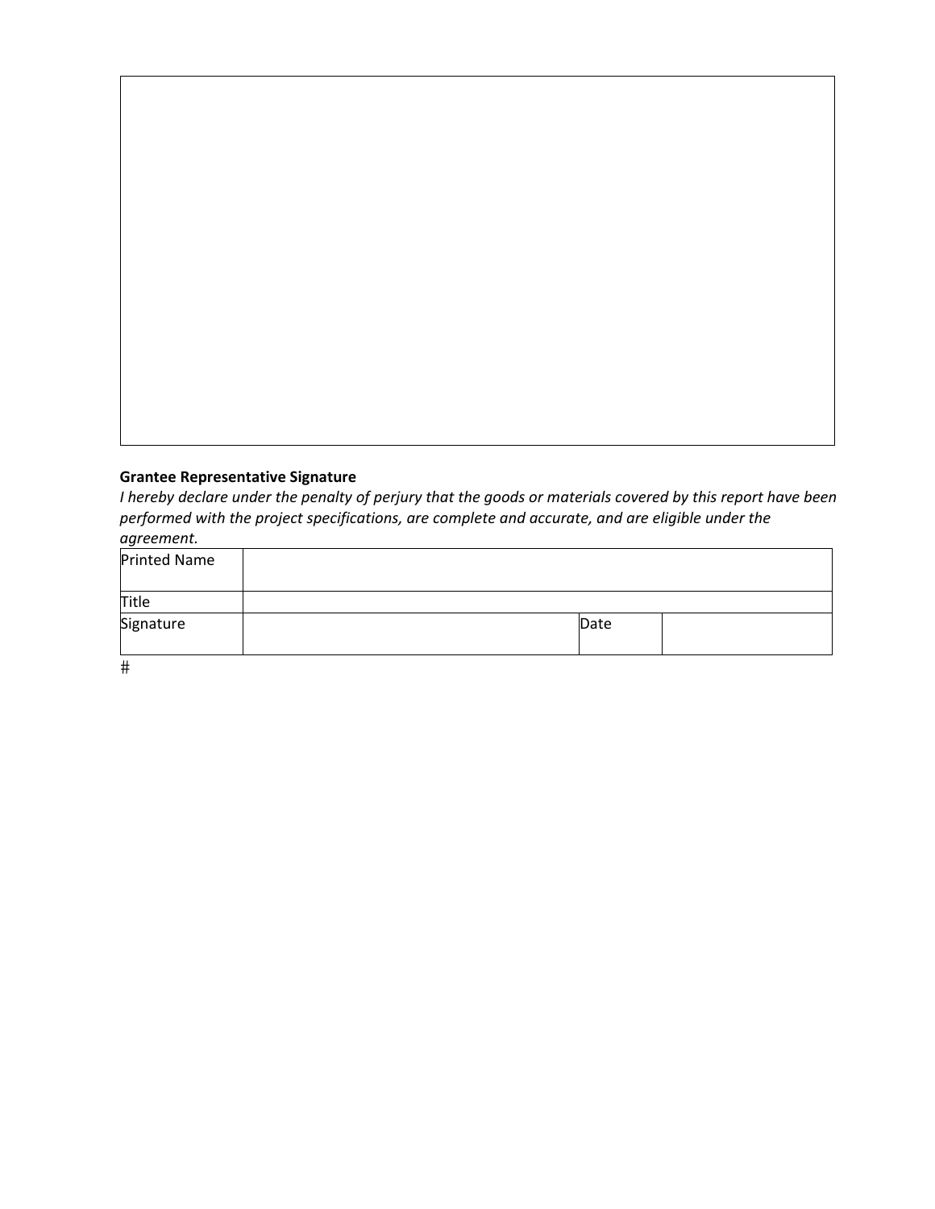**Grantee Representative Signature**

*I hereby declare under the penalty of perjury that the goods or materials covered by this report have been performed with the project specifications, are complete and accurate, and are eligible under the agreement.*

| Printed Name | | | |
|---|---|---|---|
| Title | | | |
| Signature | | Date | |

#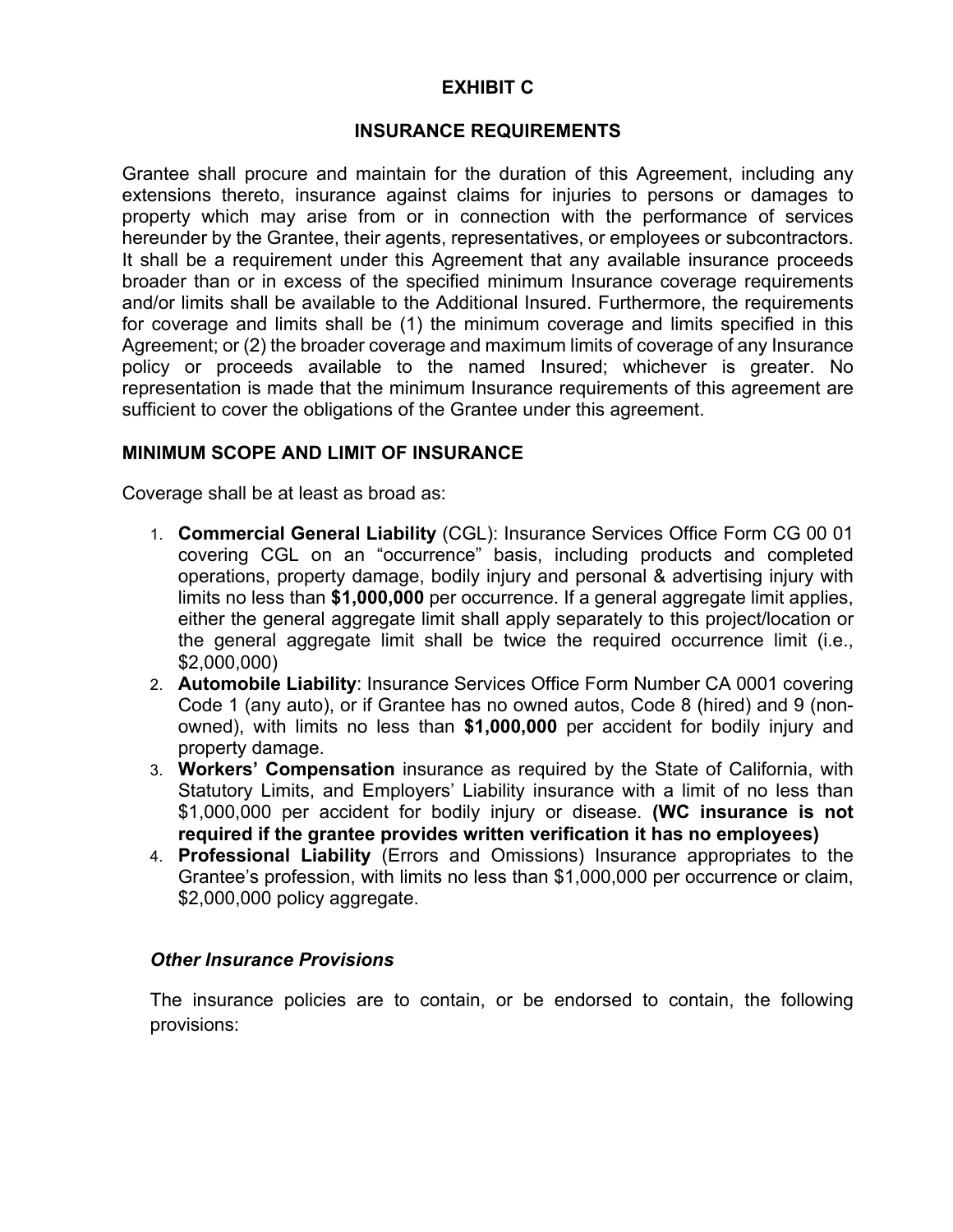# EXHIBIT C

## INSURANCE REQUIREMENTS

Grantee shall procure and maintain for the duration of this Agreement, including any extensions thereto, insurance against claims for injuries to persons or damages to property which may arise from or in connection with the performance of services hereunder by the Grantee, their agents, representatives, or employees or subcontractors. It shall be a requirement under this Agreement that any available insurance proceeds broader than or in excess of the specified minimum Insurance coverage requirements and/or limits shall be available to the Additional Insured. Furthermore, the requirements for coverage and limits shall be (1) the minimum coverage and limits specified in this Agreement; or (2) the broader coverage and maximum limits of coverage of any Insurance policy or proceeds available to the named Insured; whichever is greater. No representation is made that the minimum Insurance requirements of this agreement are sufficient to cover the obligations of the Grantee under this agreement.

### MINIMUM SCOPE AND LIMIT OF INSURANCE

Coverage shall be at least as broad as:

1. **Commercial General Liability** (CGL): Insurance Services Office Form CG 00 01 covering CGL on an "occurrence" basis, including products and completed operations, property damage, bodily injury and personal & advertising injury with limits no less than **$1,000,000** per occurrence. If a general aggregate limit applies, either the general aggregate limit shall apply separately to this project/location or the general aggregate limit shall be twice the required occurrence limit (i.e., $2,000,000)
2. **Automobile Liability**: Insurance Services Office Form Number CA 0001 covering Code 1 (any auto), or if Grantee has no owned autos, Code 8 (hired) and 9 (non-owned), with limits no less than **$1,000,000** per accident for bodily injury and property damage.
3. **Workers' Compensation** insurance as required by the State of California, with Statutory Limits, and Employers' Liability insurance with a limit of no less than $1,000,000 per accident for bodily injury or disease. **(WC insurance is not required if the grantee provides written verification it has no employees)**
4. **Professional Liability** (Errors and Omissions) Insurance appropriates to the Grantee's profession, with limits no less than $1,000,000 per occurrence or claim, $2,000,000 policy aggregate.

#### *Other Insurance Provisions*

The insurance policies are to contain, or be endorsed to contain, the following provisions: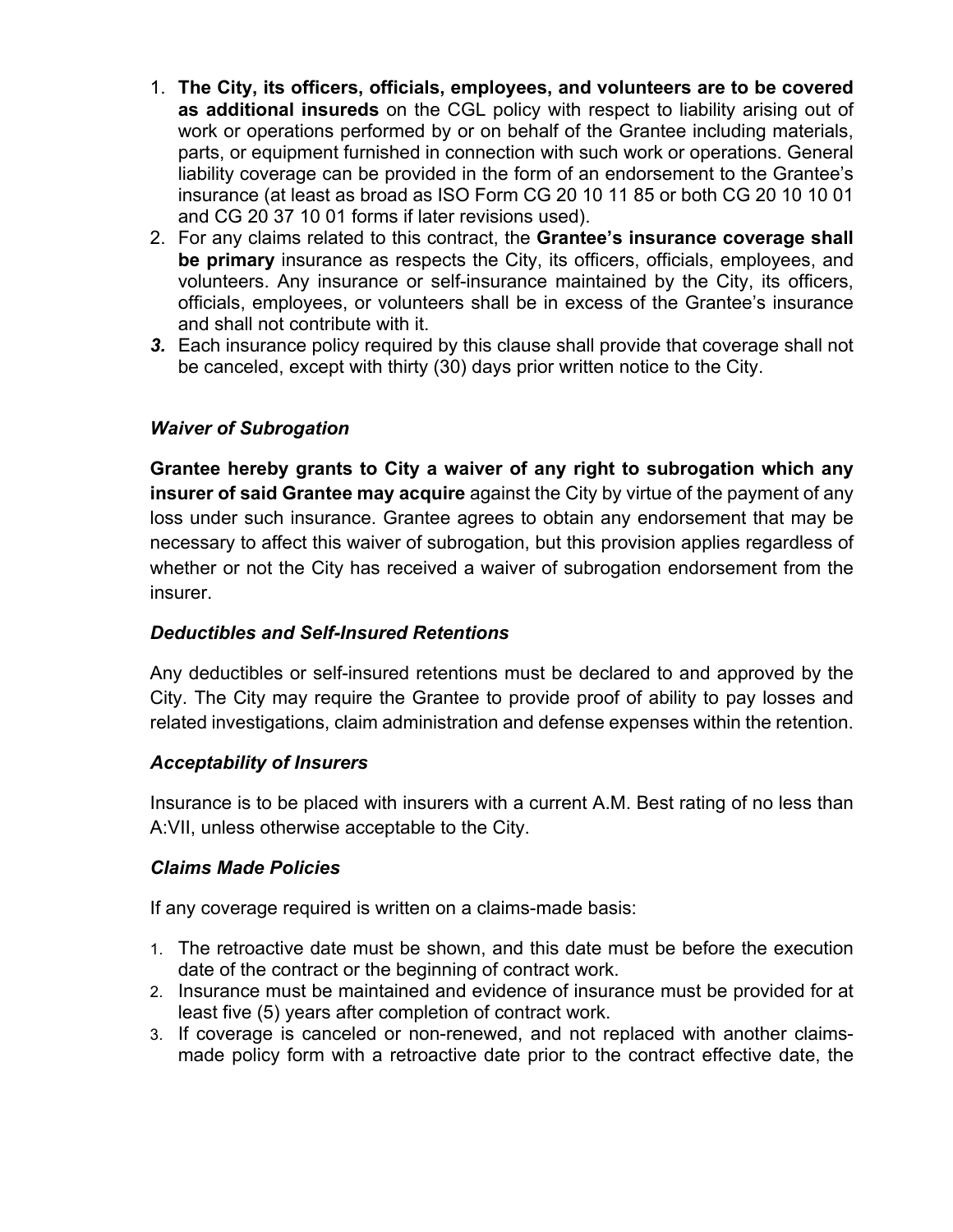1. **The City, its officers, officials, employees, and volunteers are to be covered as additional insureds** on the CGL policy with respect to liability arising out of work or operations performed by or on behalf of the Grantee including materials, parts, or equipment furnished in connection with such work or operations. General liability coverage can be provided in the form of an endorsement to the Grantee's insurance (at least as broad as ISO Form CG 20 10 11 85 or both CG 20 10 10 01 and CG 20 37 10 01 forms if later revisions used).
2. For any claims related to this contract, the **Grantee's insurance coverage shall be primary** insurance as respects the City, its officers, officials, employees, and volunteers. Any insurance or self-insurance maintained by the City, its officers, officials, employees, or volunteers shall be in excess of the Grantee's insurance and shall not contribute with it.
3. Each insurance policy required by this clause shall provide that coverage shall not be canceled, except with thirty (30) days prior written notice to the City.

***Waiver of Subrogation***

**Grantee hereby grants to City a waiver of any right to subrogation which any insurer of said Grantee may acquire** against the City by virtue of the payment of any loss under such insurance. Grantee agrees to obtain any endorsement that may be necessary to affect this waiver of subrogation, but this provision applies regardless of whether or not the City has received a waiver of subrogation endorsement from the insurer.

***Deductibles and Self-Insured Retentions***

Any deductibles or self-insured retentions must be declared to and approved by the City. The City may require the Grantee to provide proof of ability to pay losses and related investigations, claim administration and defense expenses within the retention.

***Acceptability of Insurers***

Insurance is to be placed with insurers with a current A.M. Best rating of no less than A:VII, unless otherwise acceptable to the City.

***Claims Made Policies***

If any coverage required is written on a claims-made basis:

1. The retroactive date must be shown, and this date must be before the execution date of the contract or the beginning of contract work.
2. Insurance must be maintained and evidence of insurance must be provided for at least five (5) years after completion of contract work.
3. If coverage is canceled or non-renewed, and not replaced with another claims-made policy form with a retroactive date prior to the contract effective date, the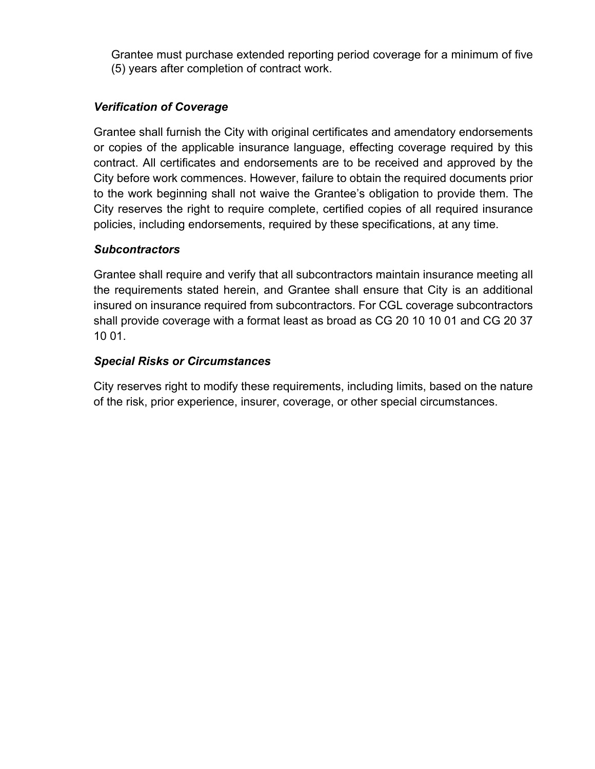Grantee must purchase extended reporting period coverage for a minimum of five (5) years after completion of contract work.

***Verification of Coverage***

Grantee shall furnish the City with original certificates and amendatory endorsements or copies of the applicable insurance language, effecting coverage required by this contract. All certificates and endorsements are to be received and approved by the City before work commences. However, failure to obtain the required documents prior to the work beginning shall not waive the Grantee's obligation to provide them. The City reserves the right to require complete, certified copies of all required insurance policies, including endorsements, required by these specifications, at any time.

***Subcontractors***

Grantee shall require and verify that all subcontractors maintain insurance meeting all the requirements stated herein, and Grantee shall ensure that City is an additional insured on insurance required from subcontractors. For CGL coverage subcontractors shall provide coverage with a format least as broad as CG 20 10 10 01 and CG 20 37 10 01.

***Special Risks or Circumstances***

City reserves right to modify these requirements, including limits, based on the nature of the risk, prior experience, insurer, coverage, or other special circumstances.